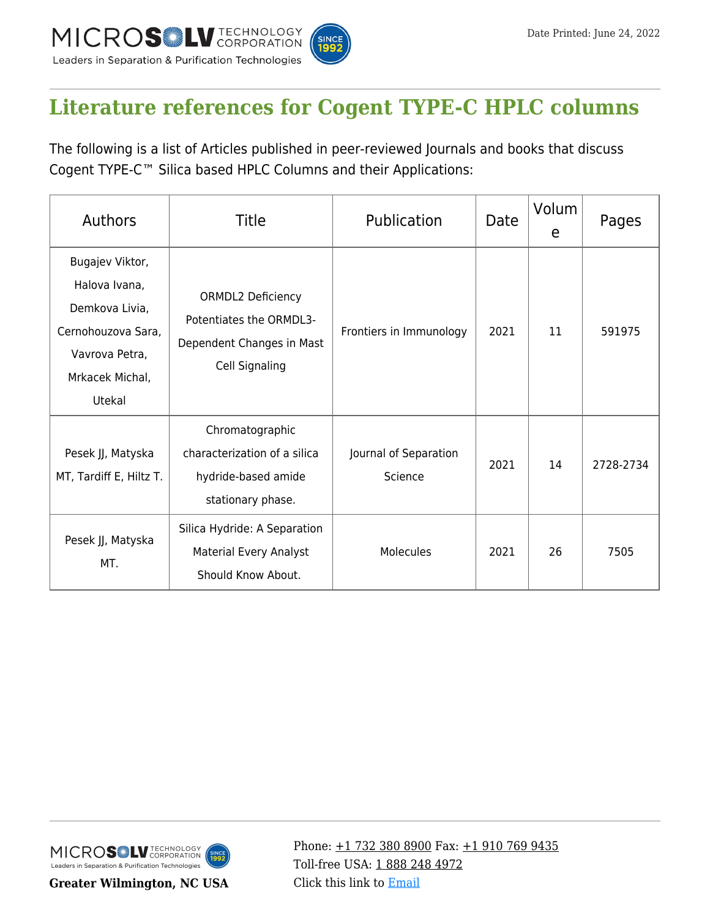# Literature references for Cogent TYPE-C HPLC columns

The following is a list of Articles published in peer-reviewed Journals and books that discuss Cogent TYPE-C™ Silica based HPLC Columns and their Applications:

| Authors | Title | Publication | Date | Volume | Pages |
|---|---|---|---|---|---|
| Bugajev Viktor, Halova Ivana, Demkova Livia, Cernohouzova Sara, Vavrova Petra, Mrkacek Michal, Utekal | ORMDL2 Deficiency Potentiates the ORMDL3-Dependent Changes in Mast Cell Signaling | Frontiers in Immunology | 2021 | 11 | 591975 |
| Pesek JJ, Matyska MT, Tardiff E, Hiltz T. | Chromatographic characterization of a silica hydride-based amide stationary phase. | Journal of Separation Science | 2021 | 14 | 2728-2734 |
| Pesek JJ, Matyska MT. | Silica Hydride: A Separation Material Every Analyst Should Know About. | Molecules | 2021 | 26 | 7505 |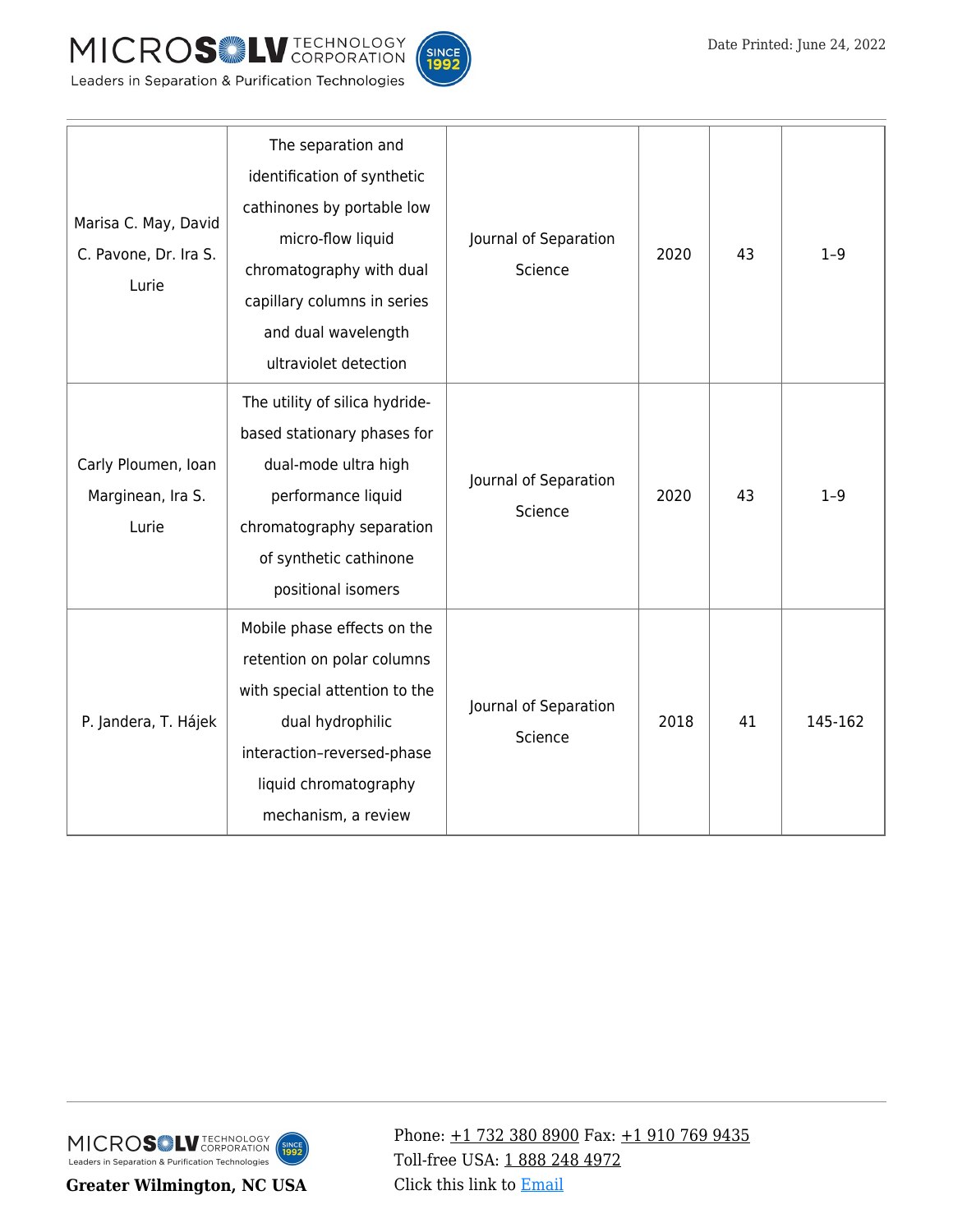| | | | | | |
|---|---|---|---|---|---|
| Marisa C. May, David C. Pavone, Dr. Ira S. Lurie | The separation and identification of synthetic cathinones by portable low micro-flow liquid chromatography with dual capillary columns in series and dual wavelength ultraviolet detection | Journal of Separation Science | 2020 | 43 | 1–9 |
| Carly Ploumen, Ioan Marginean, Ira S. Lurie | The utility of silica hydride-based stationary phases for dual-mode ultra high performance liquid chromatography separation of synthetic cathinone positional isomers | Journal of Separation Science | 2020 | 43 | 1–9 |
| P. Jandera, T. Hájek | Mobile phase effects on the retention on polar columns with special attention to the dual hydrophilic interaction–reversed-phase liquid chromatography mechanism, a review | Journal of Separation Science | 2018 | 41 | 145-162 |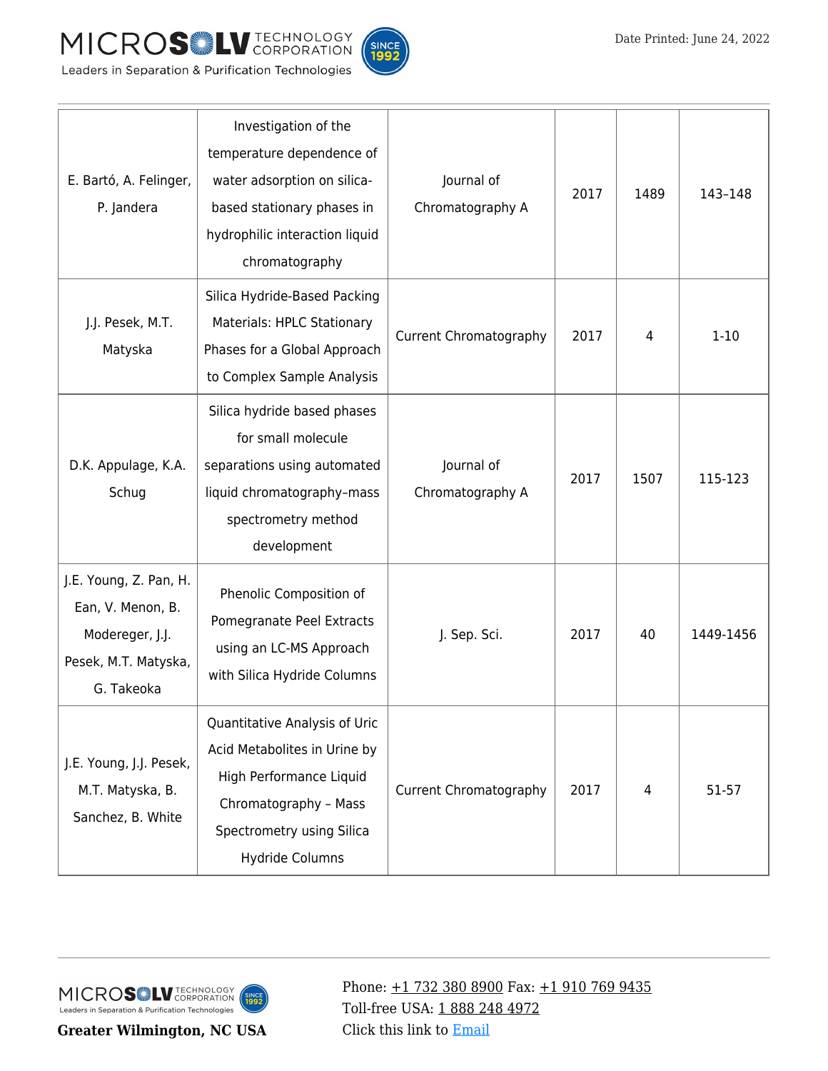| | | | | | |
|---|---|---|---|---|---|
| E. Bartó, A. Felinger, P. Jandera | Investigation of the temperature dependence of water adsorption on silica-based stationary phases in hydrophilic interaction liquid chromatography | Journal of Chromatography A | 2017 | 1489 | 143–148 |
| J.J. Pesek, M.T. Matyska | Silica Hydride-Based Packing Materials: HPLC Stationary Phases for a Global Approach to Complex Sample Analysis | Current Chromatography | 2017 | 4 | 1-10 |
| D.K. Appulage, K.A. Schug | Silica hydride based phases for small molecule separations using automated liquid chromatography–mass spectrometry method development | Journal of Chromatography A | 2017 | 1507 | 115-123 |
| J.E. Young, Z. Pan, H. Ean, V. Menon, B. Modereger, J.J. Pesek, M.T. Matyska, G. Takeoka | Phenolic Composition of Pomegranate Peel Extracts using an LC-MS Approach with Silica Hydride Columns | J. Sep. Sci. | 2017 | 40 | 1449-1456 |
| J.E. Young, J.J. Pesek, M.T. Matyska, B. Sanchez, B. White | Quantitative Analysis of Uric Acid Metabolites in Urine by High Performance Liquid Chromatography – Mass Spectrometry using Silica Hydride Columns | Current Chromatography | 2017 | 4 | 51-57 |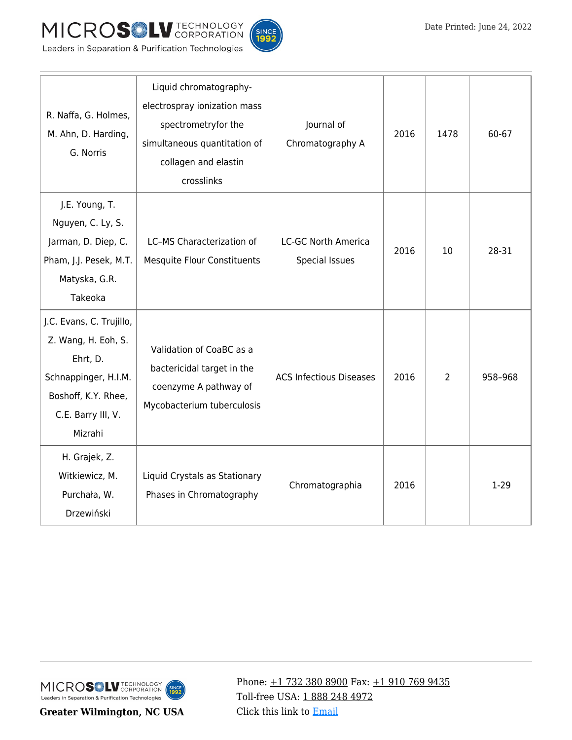| | | | | | |
|---|---|---|---|---|---|
| R. Naffa, G. Holmes, M. Ahn, D. Harding, G. Norris | Liquid chromatography-electrospray ionization mass spectrometryfor the simultaneous quantitation of collagen and elastin crosslinks | Journal of Chromatography A | 2016 | 1478 | 60-67 |
| J.E. Young, T. Nguyen, C. Ly, S. Jarman, D. Diep, C. Pham, J.J. Pesek, M.T. Matyska, G.R. Takeoka | LC–MS Characterization of Mesquite Flour Constituents | LC-GC North America Special Issues | 2016 | 10 | 28-31 |
| J.C. Evans, C. Trujillo, Z. Wang, H. Eoh, S. Ehrt, D. Schnappinger, H.I.M. Boshoff, K.Y. Rhee, C.E. Barry III, V. Mizrahi | Validation of CoaBC as a bactericidal target in the coenzyme A pathway of Mycobacterium tuberculosis | ACS Infectious Diseases | 2016 | 2 | 958–968 |
| H. Grajek, Z. Witkiewicz, M. Purchała, W. Drzewiński | Liquid Crystals as Stationary Phases in Chromatography | Chromatographia | 2016 | | 1-29 |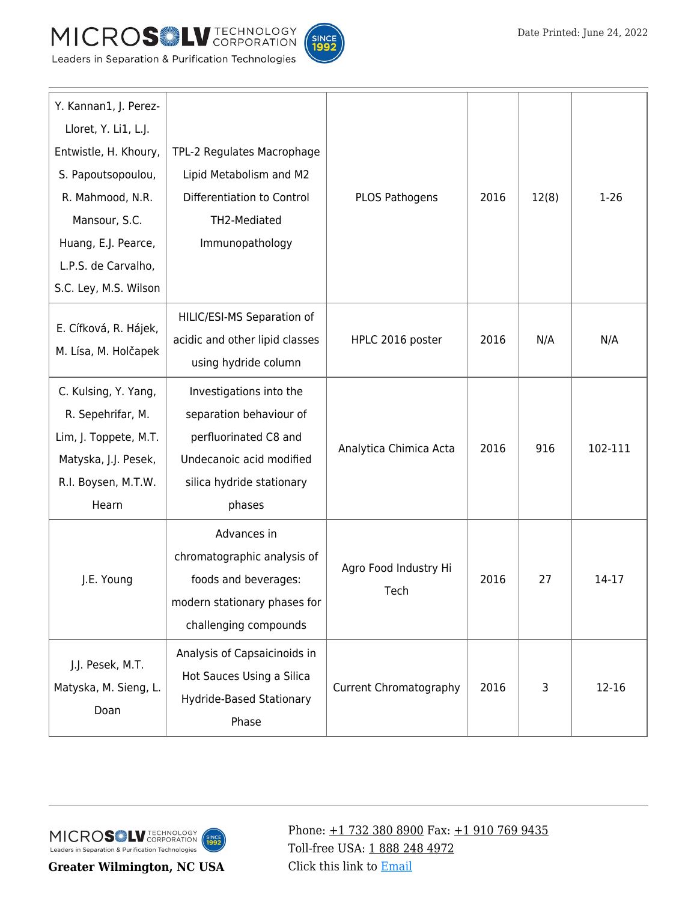| | | | | | |
|---|---|---|---|---|---|
| Y. Kannan1, J. Perez-Lloret, Y. Li1, L.J. Entwistle, H. Khoury, S. Papoutsopoulou, R. Mahmood, N.R. Mansour, S.C. Huang, E.J. Pearce, L.P.S. de Carvalho, S.C. Ley, M.S. Wilson | TPL-2 Regulates Macrophage Lipid Metabolism and M2 Differentiation to Control TH2-Mediated Immunopathology | PLOS Pathogens | 2016 | 12(8) | 1-26 |
| E. Cífková, R. Hájek, M. Lísa, M. Holčapek | HILIC/ESI-MS Separation of acidic and other lipid classes using hydride column | HPLC 2016 poster | 2016 | N/A | N/A |
| C. Kulsing, Y. Yang, R. Sepehrifar, M. Lim, J. Toppete, M.T. Matyska, J.J. Pesek, R.I. Boysen, M.T.W. Hearn | Investigations into the separation behaviour of perfluorinated C8 and Undecanoic acid modified silica hydride stationary phases | Analytica Chimica Acta | 2016 | 916 | 102-111 |
| J.E. Young | Advances in chromatographic analysis of foods and beverages: modern stationary phases for challenging compounds | Agro Food Industry Hi Tech | 2016 | 27 | 14-17 |
| J.J. Pesek, M.T. Matyska, M. Sieng, L. Doan | Analysis of Capsaicinoids in Hot Sauces Using a Silica Hydride-Based Stationary Phase | Current Chromatography | 2016 | 3 | 12-16 |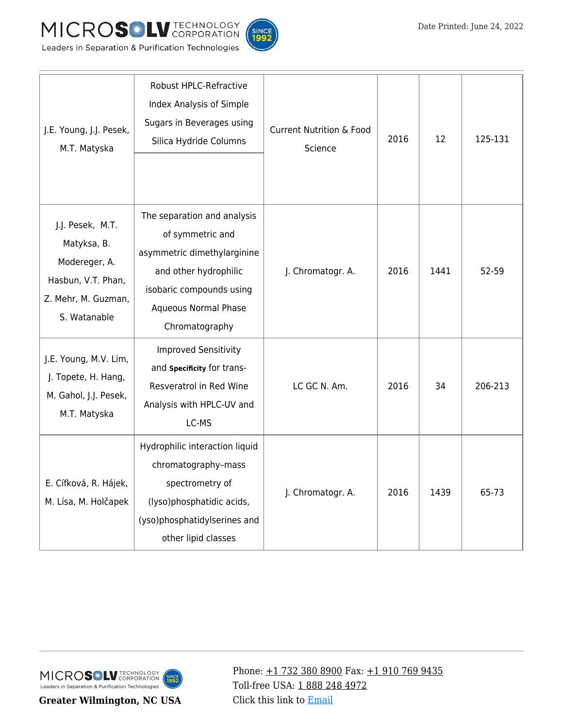| | | | | | |
|---|---|---|---|---|---|
| J.E. Young, J.J. Pesek, M.T. Matyska | Robust HPLC-Refractive Index Analysis of Simple Sugars in Beverages using Silica Hydride Columns | Current Nutrition & Food Science | 2016 | 12 | 125-131 |
| J.J. Pesek, M.T. Matyksa, B. Modereger, A. Hasbun, V.T. Phan, Z. Mehr, M. Guzman, S. Watanable | The separation and analysis of symmetric and asymmetric dimethylarginine and other hydrophilic isobaric compounds using Aqueous Normal Phase Chromatography | J. Chromatogr. A. | 2016 | 1441 | 52-59 |
| J.E. Young, M.V. Lim, J. Topete, H. Hang, M. Gahol, J.J. Pesek, M.T. Matyska | Improved Sensitivity and **Specificity** for trans-Resveratrol in Red Wine Analysis with HPLC-UV and LC-MS | LC GC N. Am. | 2016 | 34 | 206-213 |
| E. Cífková, R. Hájek, M. Lísa, M. Holčapek | Hydrophilic interaction liquid chromatography–mass spectrometry of (lyso)phosphatidic acids, (yso)phosphatidylserines and other lipid classes | J. Chromatogr. A. | 2016 | 1439 | 65-73 |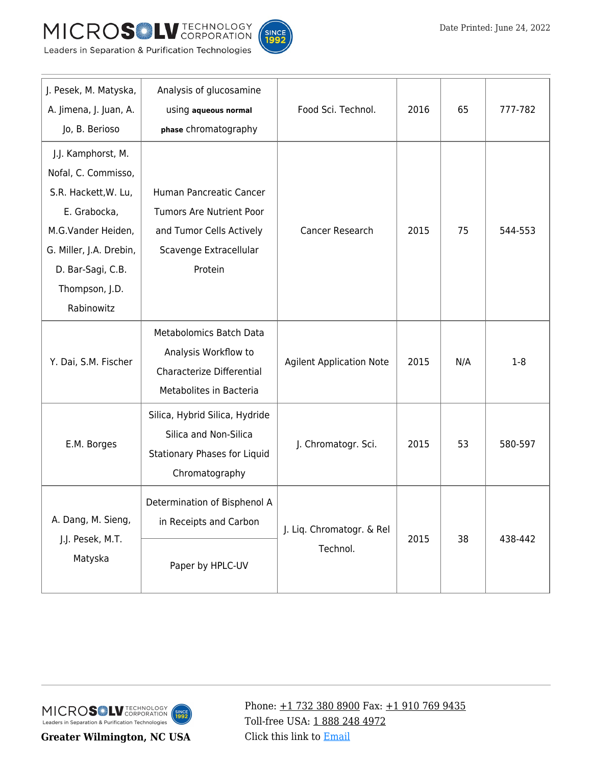| J. Pesek, M. Matyska, A. Jimena, J. Juan, A. Jo, B. Berioso | Analysis of glucosamine using **aqueous normal phase** chromatography | Food Sci. Technol. | 2016 | 65 | 777-782 |
|---|---|---|---|---|---|
| J.J. Kamphorst, M. Nofal, C. Commisso, S.R. Hackett,W. Lu, E. Grabocka, M.G.Vander Heiden, G. Miller, J.A. Drebin, D. Bar-Sagi, C.B. Thompson, J.D. Rabinowitz | Human Pancreatic Cancer Tumors Are Nutrient Poor and Tumor Cells Actively Scavenge Extracellular Protein | Cancer Research | 2015 | 75 | 544-553 |
| Y. Dai, S.M. Fischer | Metabolomics Batch Data Analysis Workflow to Characterize Differential Metabolites in Bacteria | Agilent Application Note | 2015 | N/A | 1-8 |
| E.M. Borges | Silica, Hybrid Silica, Hydride Silica and Non-Silica Stationary Phases for Liquid Chromatography | J. Chromatogr. Sci. | 2015 | 53 | 580-597 |
| A. Dang, M. Sieng, J.J. Pesek, M.T. Matyska | Determination of Bisphenol A in Receipts and Carbon Paper by HPLC-UV | J. Liq. Chromatogr. & Rel Technol. | 2015 | 38 | 438-442 |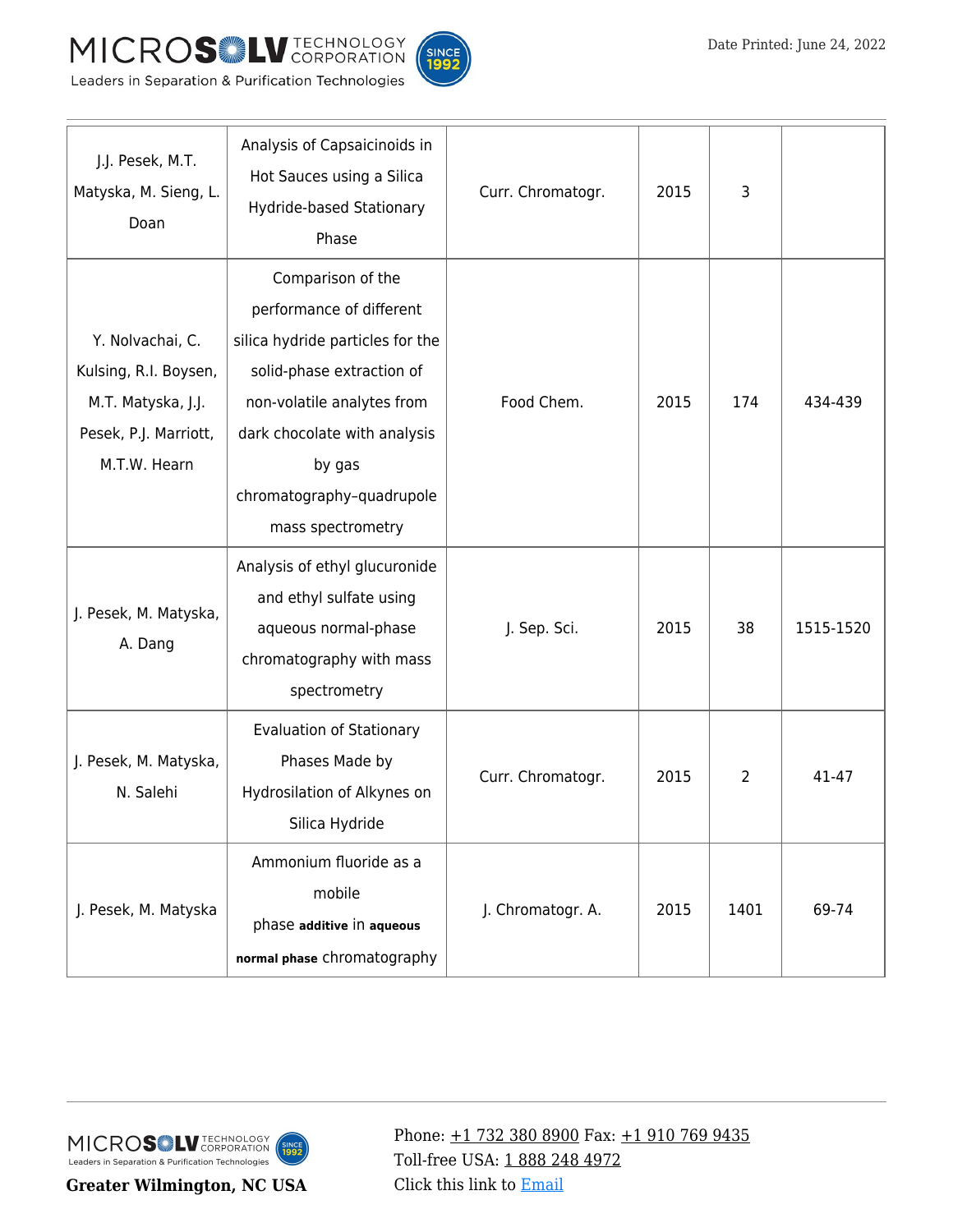| | | | | | |
|---|---|---|---|---|---|
| J.J. Pesek, M.T. Matyska, M. Sieng, L. Doan | Analysis of Capsaicinoids in Hot Sauces using a Silica Hydride-based Stationary Phase | Curr. Chromatogr. | 2015 | 3 | |
| Y. Nolvachai, C. Kulsing, R.I. Boysen, M.T. Matyska, J.J. Pesek, P.J. Marriott, M.T.W. Hearn | Comparison of the performance of different silica hydride particles for the solid-phase extraction of non-volatile analytes from dark chocolate with analysis by gas chromatography–quadrupole mass spectrometry | Food Chem. | 2015 | 174 | 434-439 |
| J. Pesek, M. Matyska, A. Dang | Analysis of ethyl glucuronide and ethyl sulfate using aqueous normal-phase chromatography with mass spectrometry | J. Sep. Sci. | 2015 | 38 | 1515-1520 |
| J. Pesek, M. Matyska, N. Salehi | Evaluation of Stationary Phases Made by Hydrosilation of Alkynes on Silica Hydride | Curr. Chromatogr. | 2015 | 2 | 41-47 |
| J. Pesek, M. Matyska | Ammonium fluoride as a mobile phase **additive** in **aqueous normal phase** chromatography | J. Chromatogr. A. | 2015 | 1401 | 69-74 |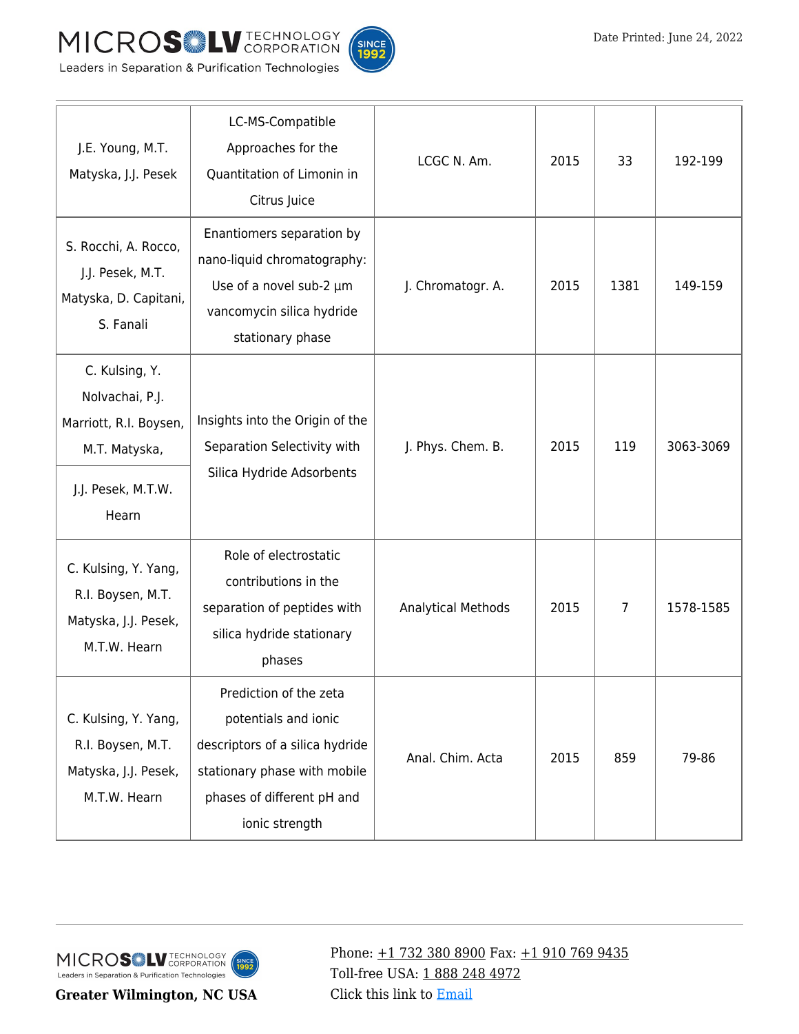| | | | | | |
|---|---|---|---|---|---|
| J.E. Young, M.T. Matyska, J.J. Pesek | LC-MS-Compatible Approaches for the Quantitation of Limonin in Citrus Juice | LCGC N. Am. | 2015 | 33 | 192-199 |
| S. Rocchi, A. Rocco, J.J. Pesek, M.T. Matyska, D. Capitani, S. Fanali | Enantiomers separation by nano-liquid chromatography: Use of a novel sub-2 µm vancomycin silica hydride stationary phase | J. Chromatogr. A. | 2015 | 1381 | 149-159 |
| C. Kulsing, Y. Nolvachai, P.J. Marriott, R.I. Boysen, M.T. Matyska, J.J. Pesek, M.T.W. Hearn | Insights into the Origin of the Separation Selectivity with Silica Hydride Adsorbents | J. Phys. Chem. B. | 2015 | 119 | 3063-3069 |
| C. Kulsing, Y. Yang, R.I. Boysen, M.T. Matyska, J.J. Pesek, M.T.W. Hearn | Role of electrostatic contributions in the separation of peptides with silica hydride stationary phases | Analytical Methods | 2015 | 7 | 1578-1585 |
| C. Kulsing, Y. Yang, R.I. Boysen, M.T. Matyska, J.J. Pesek, M.T.W. Hearn | Prediction of the zeta potentials and ionic descriptors of a silica hydride stationary phase with mobile phases of different pH and ionic strength | Anal. Chim. Acta | 2015 | 859 | 79-86 |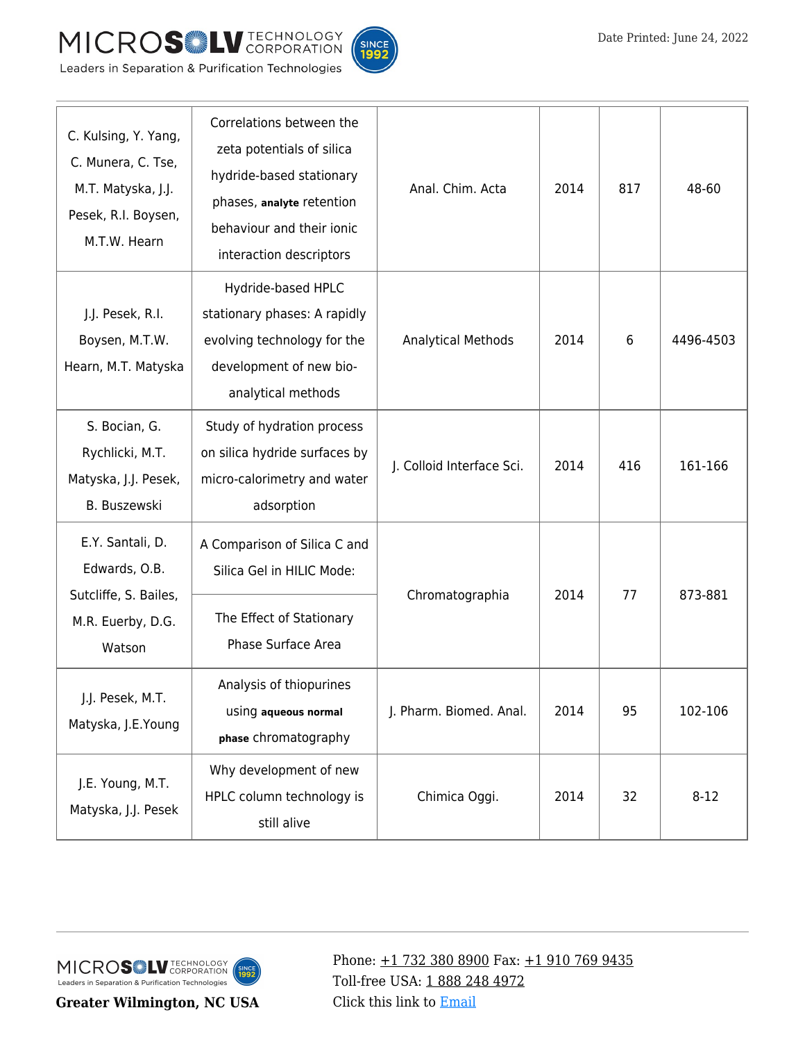| | | | | | |
|---|---|---|---|---|---|
| C. Kulsing, Y. Yang, C. Munera, C. Tse, M.T. Matyska, J.J. Pesek, R.I. Boysen, M.T.W. Hearn | Correlations between the zeta potentials of silica hydride-based stationary phases, **analyte** retention behaviour and their ionic interaction descriptors | Anal. Chim. Acta | 2014 | 817 | 48-60 |
| J.J. Pesek, R.I. Boysen, M.T.W. Hearn, M.T. Matyska | Hydride-based HPLC stationary phases: A rapidly evolving technology for the development of new bio-analytical methods | Analytical Methods | 2014 | 6 | 4496-4503 |
| S. Bocian, G. Rychlicki, M.T. Matyska, J.J. Pesek, B. Buszewski | Study of hydration process on silica hydride surfaces by micro-calorimetry and water adsorption | J. Colloid Interface Sci. | 2014 | 416 | 161-166 |
| E.Y. Santali, D. Edwards, O.B. Sutcliffe, S. Bailes, M.R. Euerby, D.G. Watson | A Comparison of Silica C and Silica Gel in HILIC Mode: The Effect of Stationary Phase Surface Area | Chromatographia | 2014 | 77 | 873-881 |
| J.J. Pesek, M.T. Matyska, J.E.Young | Analysis of thiopurines using **aqueous normal phase** chromatography | J. Pharm. Biomed. Anal. | 2014 | 95 | 102-106 |
| J.E. Young, M.T. Matyska, J.J. Pesek | Why development of new HPLC column technology is still alive | Chimica Oggi. | 2014 | 32 | 8-12 |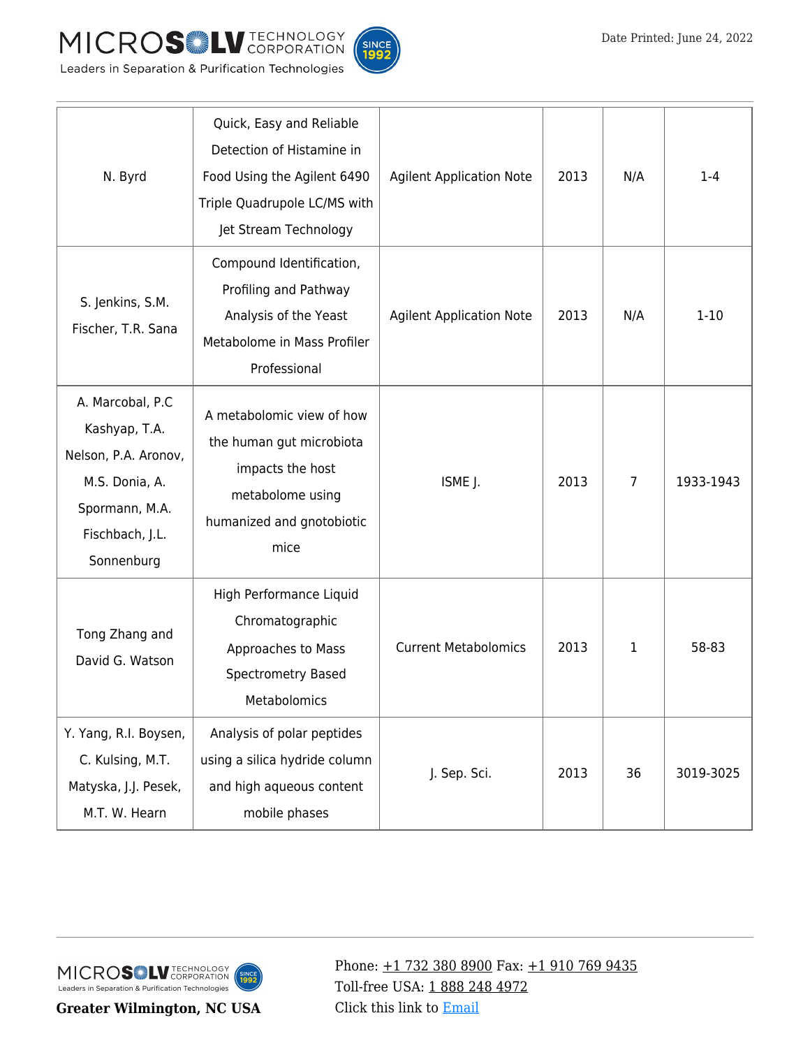| | | | | | |
|---|---|---|---|---|---|
| N. Byrd | Quick, Easy and Reliable Detection of Histamine in Food Using the Agilent 6490 Triple Quadrupole LC/MS with Jet Stream Technology | Agilent Application Note | 2013 | N/A | 1-4 |
| S. Jenkins, S.M. Fischer, T.R. Sana | Compound Identification, Profiling and Pathway Analysis of the Yeast Metabolome in Mass Profiler Professional | Agilent Application Note | 2013 | N/A | 1-10 |
| A. Marcobal, P.C Kashyap, T.A. Nelson, P.A. Aronov, M.S. Donia, A. Spormann, M.A. Fischbach, J.L. Sonnenburg | A metabolomic view of how the human gut microbiota impacts the host metabolome using humanized and gnotobiotic mice | ISME J. | 2013 | 7 | 1933-1943 |
| Tong Zhang and David G. Watson | High Performance Liquid Chromatographic Approaches to Mass Spectrometry Based Metabolomics | Current Metabolomics | 2013 | 1 | 58-83 |
| Y. Yang, R.I. Boysen, C. Kulsing, M.T. Matyska, J.J. Pesek, M.T. W. Hearn | Analysis of polar peptides using a silica hydride column and high aqueous content mobile phases | J. Sep. Sci. | 2013 | 36 | 3019-3025 |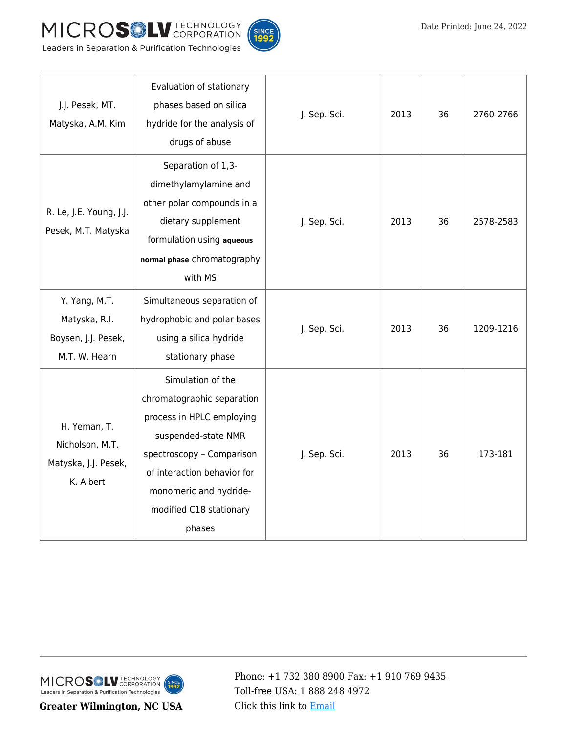| | | | | | |
|---|---|---|---|---|---|
| J.J. Pesek, MT. Matyska, A.M. Kim | Evaluation of stationary phases based on silica hydride for the analysis of drugs of abuse | J. Sep. Sci. | 2013 | 36 | 2760-2766 |
| R. Le, J.E. Young, J.J. Pesek, M.T. Matyska | Separation of 1,3-dimethylamylamine and other polar compounds in a dietary supplement formulation using **aqueous normal phase** chromatography with MS | J. Sep. Sci. | 2013 | 36 | 2578-2583 |
| Y. Yang, M.T. Matyska, R.I. Boysen, J.J. Pesek, M.T. W. Hearn | Simultaneous separation of hydrophobic and polar bases using a silica hydride stationary phase | J. Sep. Sci. | 2013 | 36 | 1209-1216 |
| H. Yeman, T. Nicholson, M.T. Matyska, J.J. Pesek, K. Albert | Simulation of the chromatographic separation process in HPLC employing suspended-state NMR spectroscopy – Comparison of interaction behavior for monomeric and hydride-modified C18 stationary phases | J. Sep. Sci. | 2013 | 36 | 173-181 |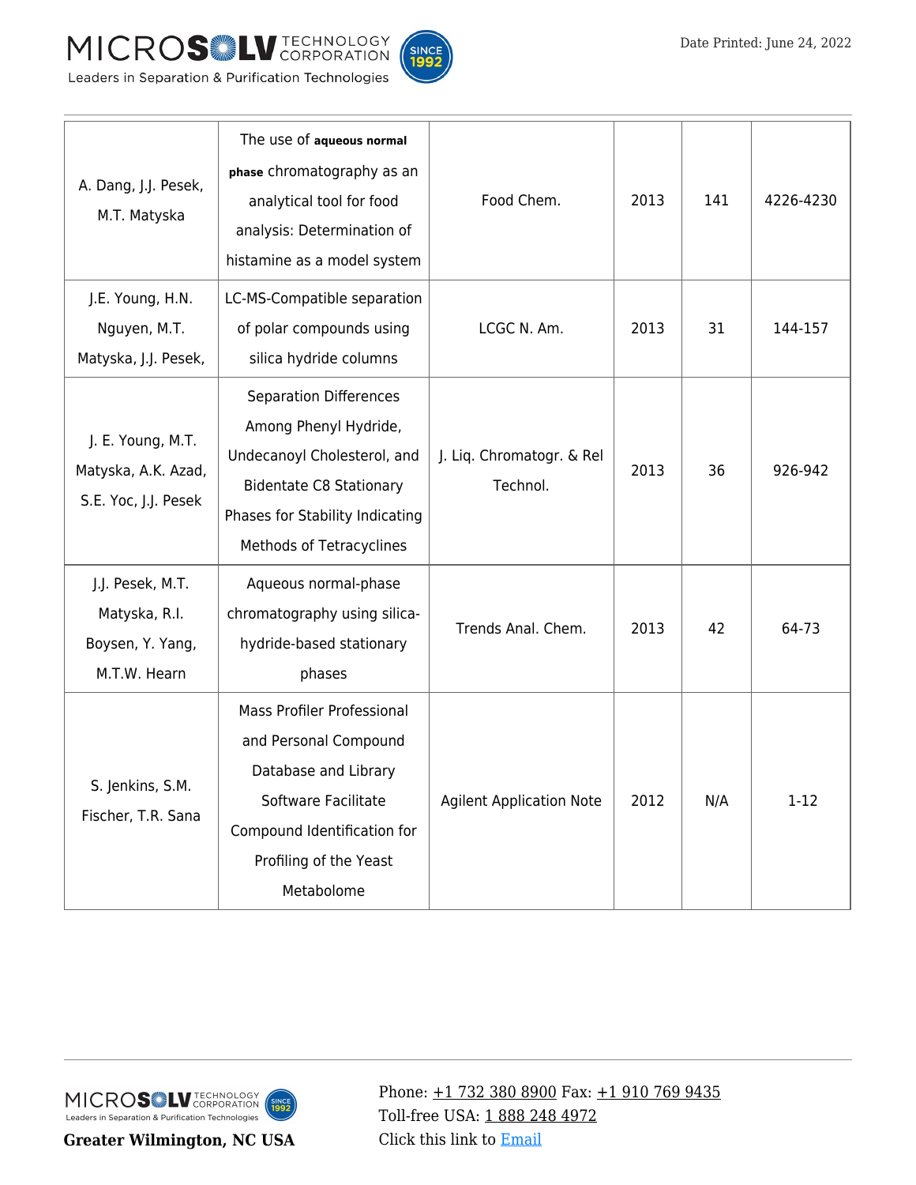| | | | | | |
|---|---|---|---|---|---|
| A. Dang, J.J. Pesek, M.T. Matyska | The use of **aqueous normal phase** chromatography as an analytical tool for food analysis: Determination of histamine as a model system | Food Chem. | 2013 | 141 | 4226-4230 |
| J.E. Young, H.N. Nguyen, M.T. Matyska, J.J. Pesek, | LC-MS-Compatible separation of polar compounds using silica hydride columns | LCGC N. Am. | 2013 | 31 | 144-157 |
| J. E. Young, M.T. Matyska, A.K. Azad, S.E. Yoc, J.J. Pesek | Separation Differences Among Phenyl Hydride, Undecanoyl Cholesterol, and Bidentate C8 Stationary Phases for Stability Indicating Methods of Tetracyclines | J. Liq. Chromatogr. & Rel Technol. | 2013 | 36 | 926-942 |
| J.J. Pesek, M.T. Matyska, R.I. Boysen, Y. Yang, M.T.W. Hearn | Aqueous normal-phase chromatography using silica-hydride-based stationary phases | Trends Anal. Chem. | 2013 | 42 | 64-73 |
| S. Jenkins, S.M. Fischer, T.R. Sana | Mass Profiler Professional and Personal Compound Database and Library Software Facilitate Compound Identification for Profiling of the Yeast Metabolome | Agilent Application Note | 2012 | N/A | 1-12 |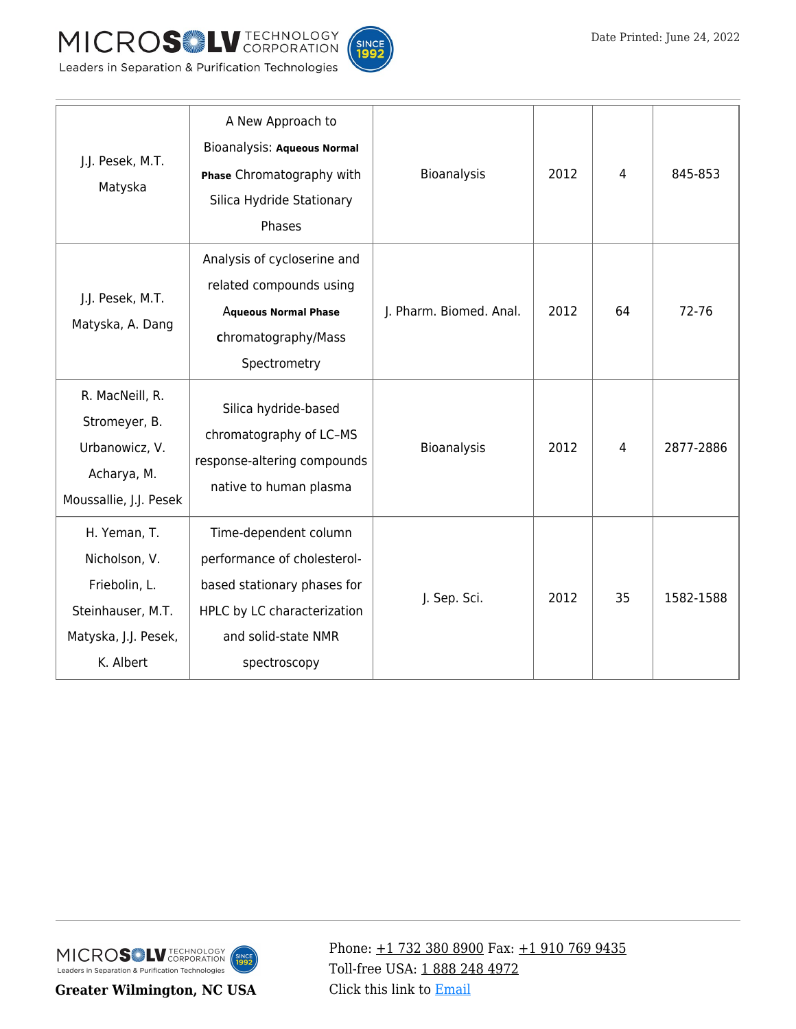| J.J. Pesek, M.T. Matyska | A New Approach to Bioanalysis: **Aqueous Normal Phase** Chromatography with Silica Hydride Stationary Phases | Bioanalysis | 2012 | 4 | 845-853 |
|---|---|---|---|---|---|
| J.J. Pesek, M.T. Matyska, A. Dang | Analysis of cycloserine and related compounds using **Aqueous Normal Phase c**hromatography/Mass Spectrometry | J. Pharm. Biomed. Anal. | 2012 | 64 | 72-76 |
| R. MacNeill, R. Stromeyer, B. Urbanowicz, V. Acharya, M. Moussallie, J.J. Pesek | Silica hydride-based chromatography of LC–MS response-altering compounds native to human plasma | Bioanalysis | 2012 | 4 | 2877-2886 |
| H. Yeman, T. Nicholson, V. Friebolin, L. Steinhauser, M.T. Matyska, J.J. Pesek, K. Albert | Time-dependent column performance of cholesterol-based stationary phases for HPLC by LC characterization and solid-state NMR spectroscopy | J. Sep. Sci. | 2012 | 35 | 1582-1588 |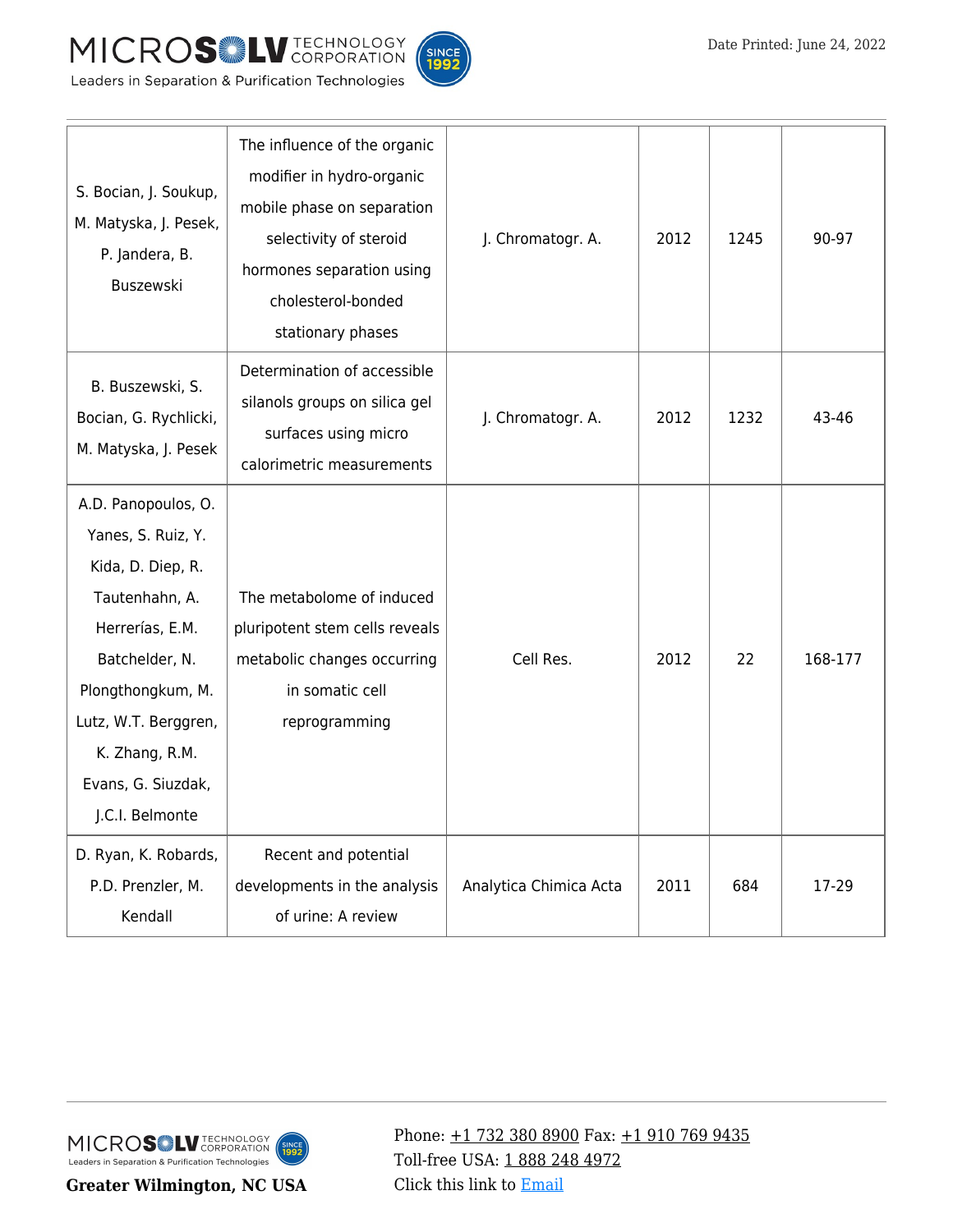| | | | | | |
|---|---|---|---|---|---|
| S. Bocian, J. Soukup, M. Matyska, J. Pesek, P. Jandera, B. Buszewski | The influence of the organic modifier in hydro-organic mobile phase on separation selectivity of steroid hormones separation using cholesterol-bonded stationary phases | J. Chromatogr. A. | 2012 | 1245 | 90-97 |
| B. Buszewski, S. Bocian, G. Rychlicki, M. Matyska, J. Pesek | Determination of accessible silanols groups on silica gel surfaces using micro calorimetric measurements | J. Chromatogr. A. | 2012 | 1232 | 43-46 |
| A.D. Panopoulos, O. Yanes, S. Ruiz, Y. Kida, D. Diep, R. Tautenhahn, A. Herrerías, E.M. Batchelder, N. Plongthongkum, M. Lutz, W.T. Berggren, K. Zhang, R.M. Evans, G. Siuzdak, J.C.I. Belmonte | The metabolome of induced pluripotent stem cells reveals metabolic changes occurring in somatic cell reprogramming | Cell Res. | 2012 | 22 | 168-177 |
| D. Ryan, K. Robards, P.D. Prenzler, M. Kendall | Recent and potential developments in the analysis of urine: A review | Analytica Chimica Acta | 2011 | 684 | 17-29 |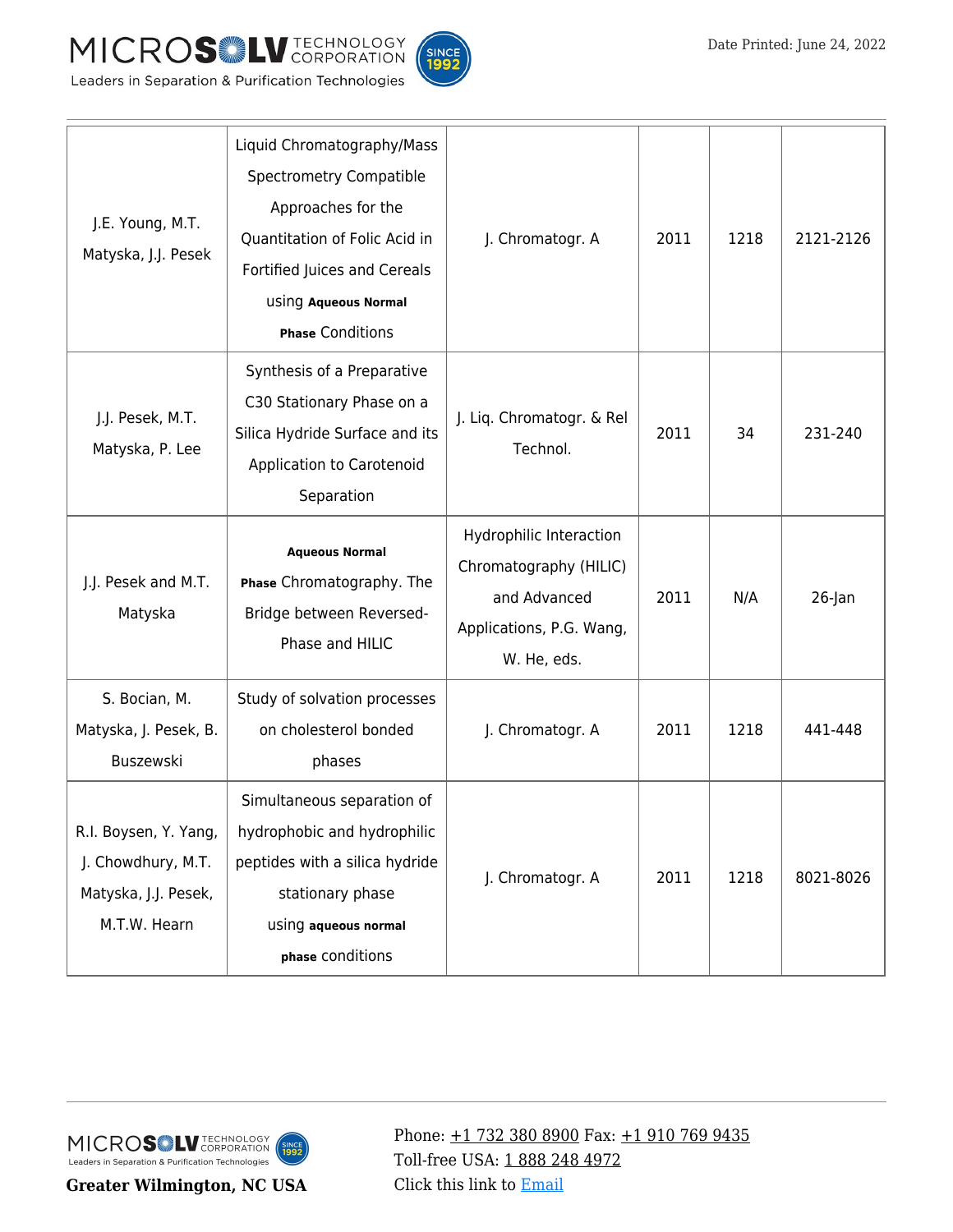| | | | | | |
|---|---|---|---|---|---|
| J.E. Young, M.T. Matyska, J.J. Pesek | Liquid Chromatography/Mass Spectrometry Compatible Approaches for the Quantitation of Folic Acid in Fortified Juices and Cereals using **Aqueous Normal Phase** Conditions | J. Chromatogr. A | 2011 | 1218 | 2121-2126 |
| J.J. Pesek, M.T. Matyska, P. Lee | Synthesis of a Preparative C30 Stationary Phase on a Silica Hydride Surface and its Application to Carotenoid Separation | J. Liq. Chromatogr. & Rel Technol. | 2011 | 34 | 231-240 |
| J.J. Pesek and M.T. Matyska | **Aqueous Normal Phase** Chromatography. The Bridge between Reversed-Phase and HILIC | Hydrophilic Interaction Chromatography (HILIC) and Advanced Applications, P.G. Wang, W. He, eds. | 2011 | N/A | 26-Jan |
| S. Bocian, M. Matyska, J. Pesek, B. Buszewski | Study of solvation processes on cholesterol bonded phases | J. Chromatogr. A | 2011 | 1218 | 441-448 |
| R.I. Boysen, Y. Yang, J. Chowdhury, M.T. Matyska, J.J. Pesek, M.T.W. Hearn | Simultaneous separation of hydrophobic and hydrophilic peptides with a silica hydride stationary phase using **aqueous normal phase** conditions | J. Chromatogr. A | 2011 | 1218 | 8021-8026 |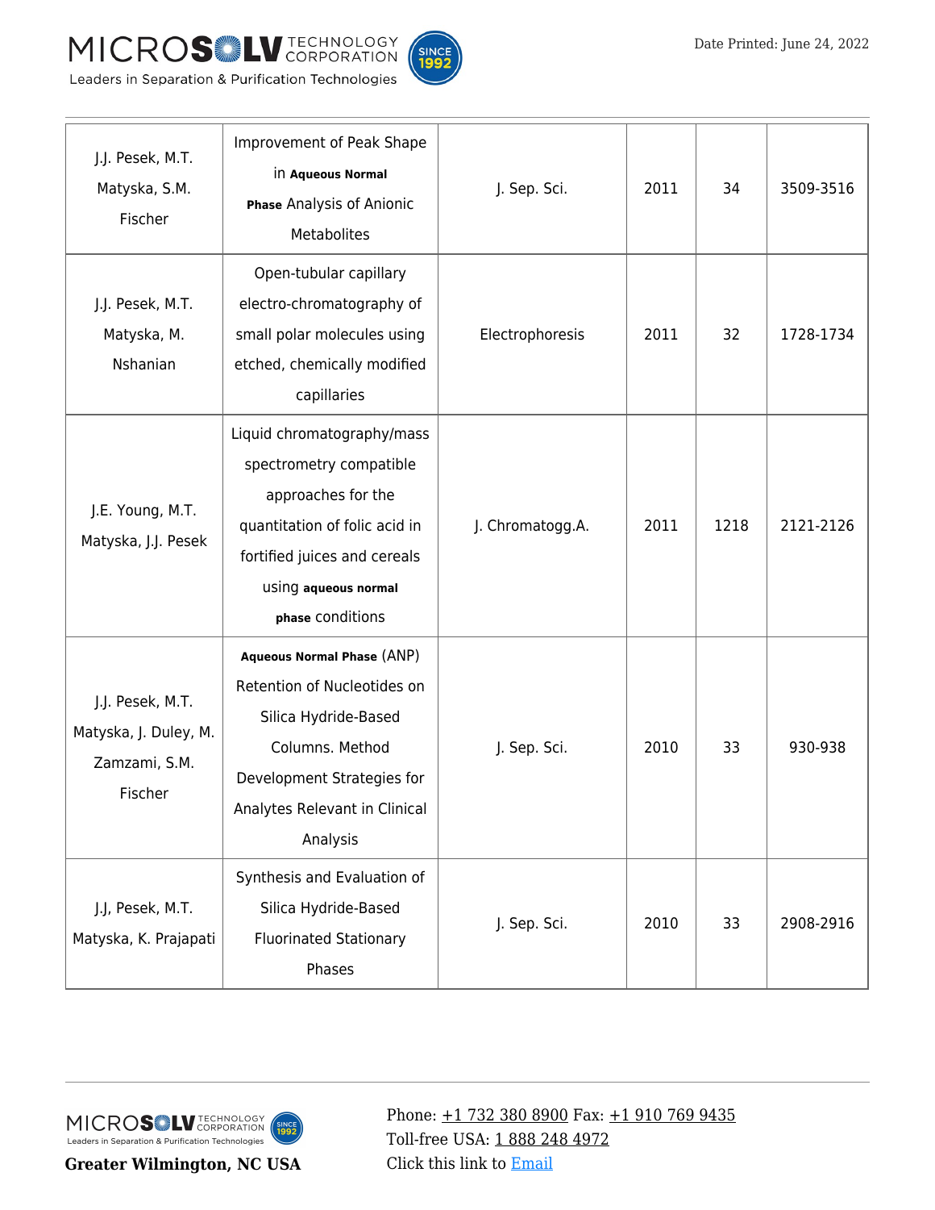| | | | | | |
|---|---|---|---|---|---|
| J.J. Pesek, M.T. Matyska, S.M. Fischer | Improvement of Peak Shape in **Aqueous Normal Phase** Analysis of Anionic Metabolites | J. Sep. Sci. | 2011 | 34 | 3509-3516 |
| J.J. Pesek, M.T. Matyska, M. Nshanian | Open-tubular capillary electro-chromatography of small polar molecules using etched, chemically modified capillaries | Electrophoresis | 2011 | 32 | 1728-1734 |
| J.E. Young, M.T. Matyska, J.J. Pesek | Liquid chromatography/mass spectrometry compatible approaches for the quantitation of folic acid in fortified juices and cereals using **aqueous normal phase** conditions | J. Chromatogg.A. | 2011 | 1218 | 2121-2126 |
| J.J. Pesek, M.T. Matyska, J. Duley, M. Zamzami, S.M. Fischer | **Aqueous Normal Phase** (ANP) Retention of Nucleotides on Silica Hydride-Based Columns. Method Development Strategies for Analytes Relevant in Clinical Analysis | J. Sep. Sci. | 2010 | 33 | 930-938 |
| J.J, Pesek, M.T. Matyska, K. Prajapati | Synthesis and Evaluation of Silica Hydride-Based Fluorinated Stationary Phases | J. Sep. Sci. | 2010 | 33 | 2908-2916 |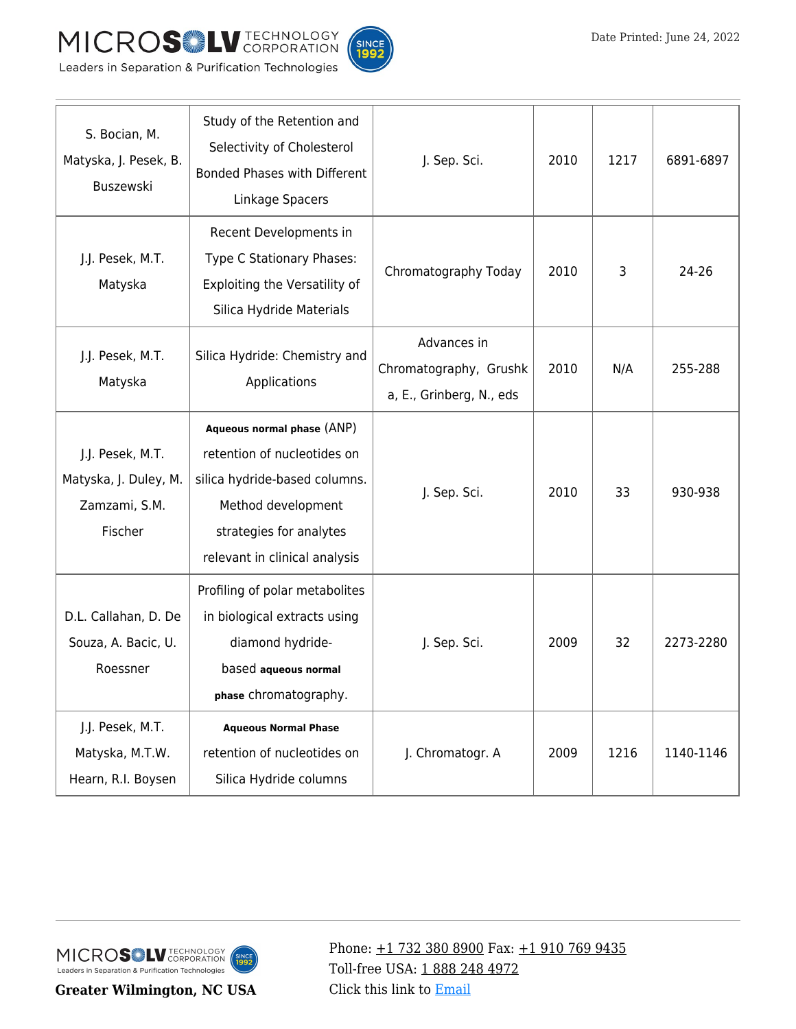| S. Bocian, M. Matyska, J. Pesek, B. Buszewski | Study of the Retention and Selectivity of Cholesterol Bonded Phases with Different Linkage Spacers | J. Sep. Sci. | 2010 | 1217 | 6891-6897 |
|---|---|---|---|---|---|
| J.J. Pesek, M.T. Matyska | Recent Developments in Type C Stationary Phases: Exploiting the Versatility of Silica Hydride Materials | Chromatography Today | 2010 | 3 | 24-26 |
| J.J. Pesek, M.T. Matyska | Silica Hydride: Chemistry and Applications | Advances in Chromatography, Grushka, E., Grinberg, N., eds | 2010 | N/A | 255-288 |
| J.J. Pesek, M.T. Matyska, J. Duley, M. Zamzami, S.M. Fischer | **Aqueous normal phase** (ANP) retention of nucleotides on silica hydride-based columns. Method development strategies for analytes relevant in clinical analysis | J. Sep. Sci. | 2010 | 33 | 930-938 |
| D.L. Callahan, D. De Souza, A. Bacic, U. Roessner | Profiling of polar metabolites in biological extracts using diamond hydride-based **aqueous normal phase** chromatography. | J. Sep. Sci. | 2009 | 32 | 2273-2280 |
| J.J. Pesek, M.T. Matyska, M.T.W. Hearn, R.I. Boysen | **Aqueous Normal Phase** retention of nucleotides on Silica Hydride columns | J. Chromatogr. A | 2009 | 1216 | 1140-1146 |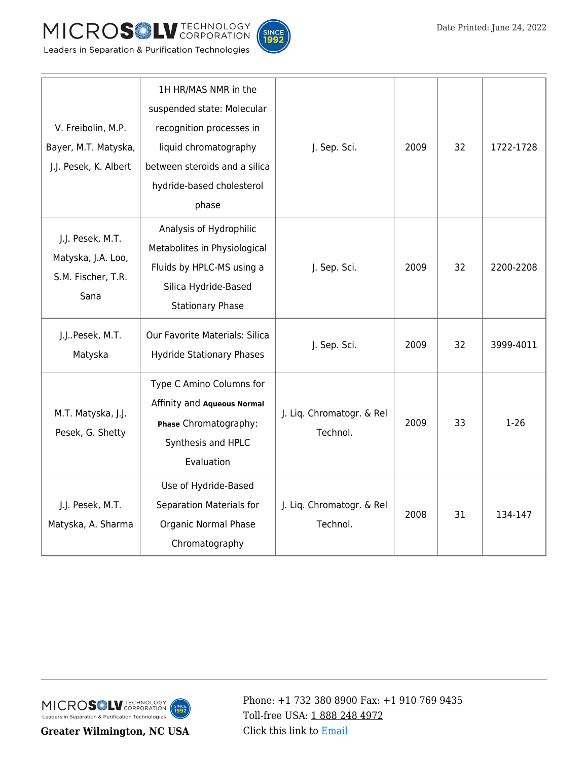| | | | | | |
|---|---|---|---|---|---|
| V. Freibolin, M.P. Bayer, M.T. Matyska, J.J. Pesek, K. Albert | 1H HR/MAS NMR in the suspended state: Molecular recognition processes in liquid chromatography between steroids and a silica hydride-based cholesterol phase | J. Sep. Sci. | 2009 | 32 | 1722-1728 |
| J.J. Pesek, M.T. Matyska, J.A. Loo, S.M. Fischer, T.R. Sana | Analysis of Hydrophilic Metabolites in Physiological Fluids by HPLC-MS using a Silica Hydride-Based Stationary Phase | J. Sep. Sci. | 2009 | 32 | 2200-2208 |
| J.J..Pesek, M.T. Matyska | Our Favorite Materials: Silica Hydride Stationary Phases | J. Sep. Sci. | 2009 | 32 | 3999-4011 |
| M.T. Matyska, J.J. Pesek, G. Shetty | Type C Amino Columns for Affinity and **Aqueous Normal Phase** Chromatography: Synthesis and HPLC Evaluation | J. Liq. Chromatogr. & Rel Technol. | 2009 | 33 | 1-26 |
| J.J. Pesek, M.T. Matyska, A. Sharma | Use of Hydride-Based Separation Materials for Organic Normal Phase Chromatography | J. Liq. Chromatogr. & Rel Technol. | 2008 | 31 | 134-147 |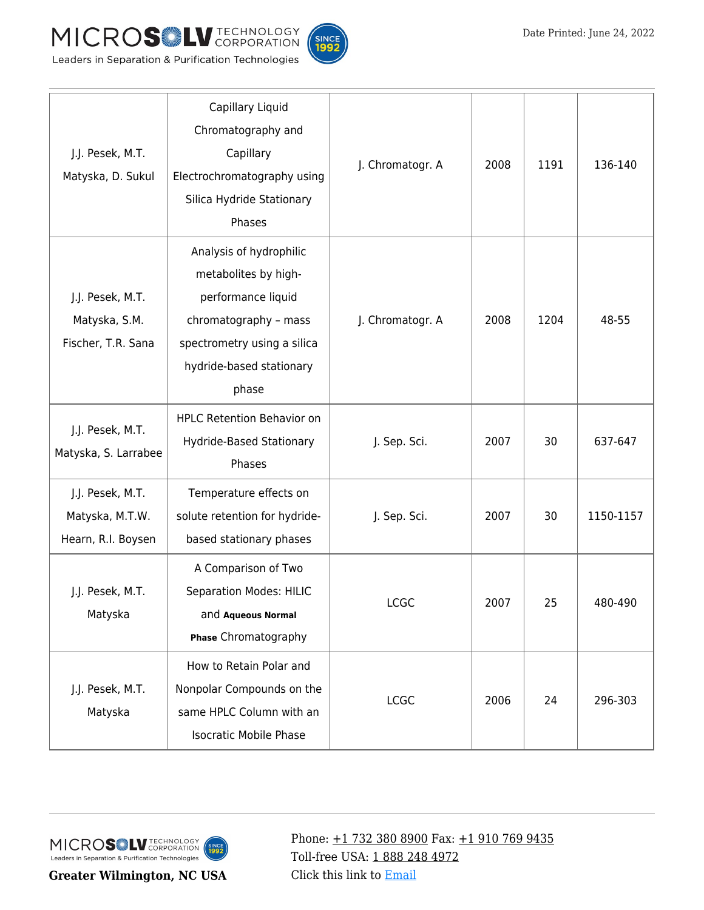| | | | | | |
|---|---|---|---|---|---|
| J.J. Pesek, M.T. Matyska, D. Sukul | Capillary Liquid Chromatography and Capillary Electrochromatography using Silica Hydride Stationary Phases | J. Chromatogr. A | 2008 | 1191 | 136-140 |
| J.J. Pesek, M.T. Matyska, S.M. Fischer, T.R. Sana | Analysis of hydrophilic metabolites by high-performance liquid chromatography – mass spectrometry using a silica hydride-based stationary phase | J. Chromatogr. A | 2008 | 1204 | 48-55 |
| J.J. Pesek, M.T. Matyska, S. Larrabee | HPLC Retention Behavior on Hydride-Based Stationary Phases | J. Sep. Sci. | 2007 | 30 | 637-647 |
| J.J. Pesek, M.T. Matyska, M.T.W. Hearn, R.I. Boysen | Temperature effects on solute retention for hydride-based stationary phases | J. Sep. Sci. | 2007 | 30 | 1150-1157 |
| J.J. Pesek, M.T. Matyska | A Comparison of Two Separation Modes: HILIC and **Aqueous Normal Phase** Chromatography | LCGC | 2007 | 25 | 480-490 |
| J.J. Pesek, M.T. Matyska | How to Retain Polar and Nonpolar Compounds on the same HPLC Column with an Isocratic Mobile Phase | LCGC | 2006 | 24 | 296-303 |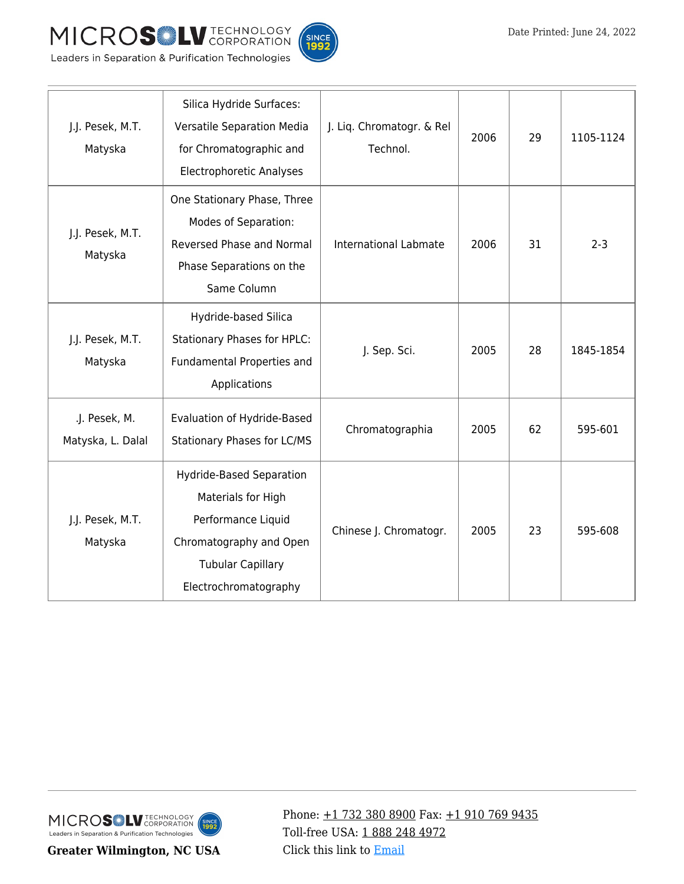| J.J. Pesek, M.T. Matyska | Silica Hydride Surfaces: Versatile Separation Media for Chromatographic and Electrophoretic Analyses | J. Liq. Chromatogr. & Rel Technol. | 2006 | 29 | 1105-1124 |
|---|---|---|---|---|---|
| J.J. Pesek, M.T. Matyska | One Stationary Phase, Three Modes of Separation: Reversed Phase and Normal Phase Separations on the Same Column | International Labmate | 2006 | 31 | 2-3 |
| J.J. Pesek, M.T. Matyska | Hydride-based Silica Stationary Phases for HPLC: Fundamental Properties and Applications | J. Sep. Sci. | 2005 | 28 | 1845-1854 |
| .J. Pesek, M. Matyska, L. Dalal | Evaluation of Hydride-Based Stationary Phases for LC/MS | Chromatographia | 2005 | 62 | 595-601 |
| J.J. Pesek, M.T. Matyska | Hydride-Based Separation Materials for High Performance Liquid Chromatography and Open Tubular Capillary Electrochromatography | Chinese J. Chromatogr. | 2005 | 23 | 595-608 |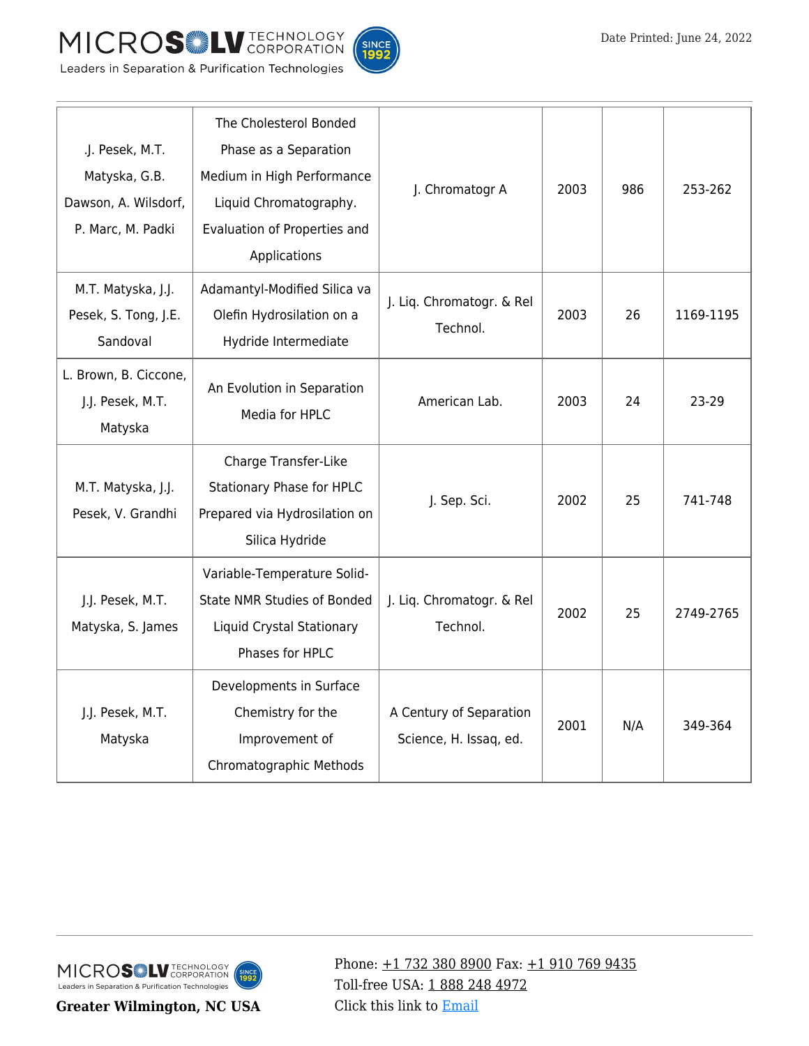| .J. Pesek, M.T. Matyska, G.B. Dawson, A. Wilsdorf, P. Marc, M. Padki | The Cholesterol Bonded Phase as a Separation Medium in High Performance Liquid Chromatography. Evaluation of Properties and Applications | J. Chromatogr A | 2003 | 986 | 253-262 |
|---|---|---|---|---|---|
| M.T. Matyska, J.J. Pesek, S. Tong, J.E. Sandoval | Adamantyl-Modified Silica va Olefin Hydrosilation on a Hydride Intermediate | J. Liq. Chromatogr. & Rel Technol. | 2003 | 26 | 1169-1195 |
| L. Brown, B. Ciccone, J.J. Pesek, M.T. Matyska | An Evolution in Separation Media for HPLC | American Lab. | 2003 | 24 | 23-29 |
| M.T. Matyska, J.J. Pesek, V. Grandhi | Charge Transfer-Like Stationary Phase for HPLC Prepared via Hydrosilation on Silica Hydride | J. Sep. Sci. | 2002 | 25 | 741-748 |
| J.J. Pesek, M.T. Matyska, S. James | Variable-Temperature Solid-State NMR Studies of Bonded Liquid Crystal Stationary Phases for HPLC | J. Liq. Chromatogr. & Rel Technol. | 2002 | 25 | 2749-2765 |
| J.J. Pesek, M.T. Matyska | Developments in Surface Chemistry for the Improvement of Chromatographic Methods | A Century of Separation Science, H. Issaq, ed. | 2001 | N/A | 349-364 |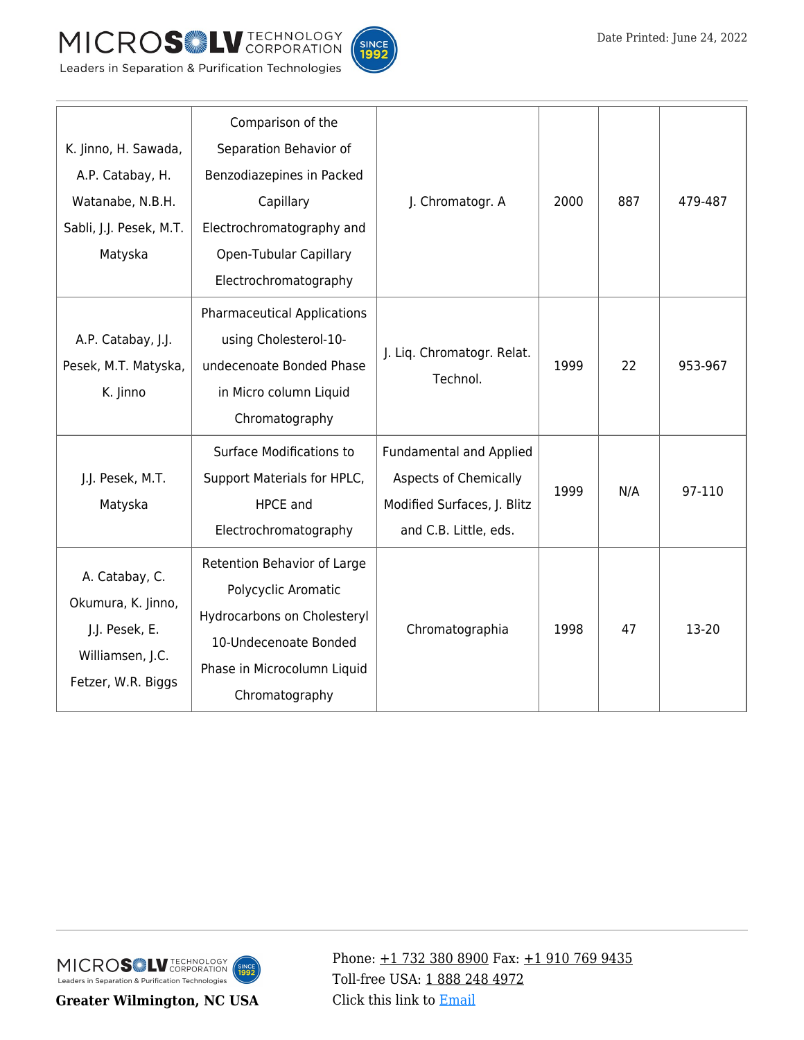| K. Jinno, H. Sawada, A.P. Catabay, H. Watanabe, N.B.H. Sabli, J.J. Pesek, M.T. Matyska | Comparison of the Separation Behavior of Benzodiazepines in Packed Capillary Electrochromatography and Open-Tubular Capillary Electrochromatography | J. Chromatogr. A | 2000 | 887 | 479-487 |
|---|---|---|---|---|---|
| A.P. Catabay, J.J. Pesek, M.T. Matyska, K. Jinno | Pharmaceutical Applications using Cholesterol-10-undecenoate Bonded Phase in Micro column Liquid Chromatography | J. Liq. Chromatogr. Relat. Technol. | 1999 | 22 | 953-967 |
| J.J. Pesek, M.T. Matyska | Surface Modifications to Support Materials for HPLC, HPCE and Electrochromatography | Fundamental and Applied Aspects of Chemically Modified Surfaces, J. Blitz and C.B. Little, eds. | 1999 | N/A | 97-110 |
| A. Catabay, C. Okumura, K. Jinno, J.J. Pesek, E. Williamsen, J.C. Fetzer, W.R. Biggs | Retention Behavior of Large Polycyclic Aromatic Hydrocarbons on Cholesteryl 10-Undecenoate Bonded Phase in Microcolumn Liquid Chromatography | Chromatographia | 1998 | 47 | 13-20 |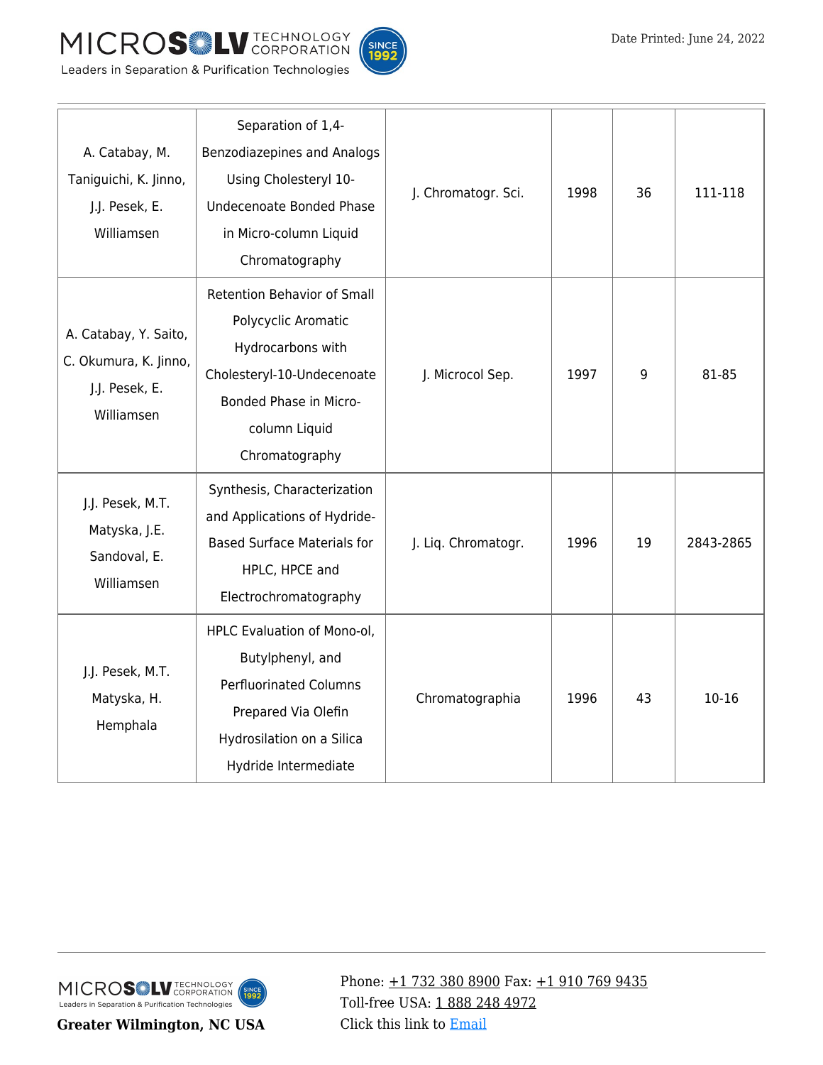| | | | | | |
|---|---|---|---|---|---|
| A. Catabay, M. Taniguichi, K. Jinno, J.J. Pesek, E. Williamsen | Separation of 1,4-Benzodiazepines and Analogs Using Cholesteryl 10-Undecenoate Bonded Phase in Micro-column Liquid Chromatography | J. Chromatogr. Sci. | 1998 | 36 | 111-118 |
| A. Catabay, Y. Saito, C. Okumura, K. Jinno, J.J. Pesek, E. Williamsen | Retention Behavior of Small Polycyclic Aromatic Hydrocarbons with Cholesteryl-10-Undecenoate Bonded Phase in Micro-column Liquid Chromatography | J. Microcol Sep. | 1997 | 9 | 81-85 |
| J.J. Pesek, M.T. Matyska, J.E. Sandoval, E. Williamsen | Synthesis, Characterization and Applications of Hydride-Based Surface Materials for HPLC, HPCE and Electrochromatography | J. Liq. Chromatogr. | 1996 | 19 | 2843-2865 |
| J.J. Pesek, M.T. Matyska, H. Hemphala | HPLC Evaluation of Mono-ol, Butylphenyl, and Perfluorinated Columns Prepared Via Olefin Hydrosilation on a Silica Hydride Intermediate | Chromatographia | 1996 | 43 | 10-16 |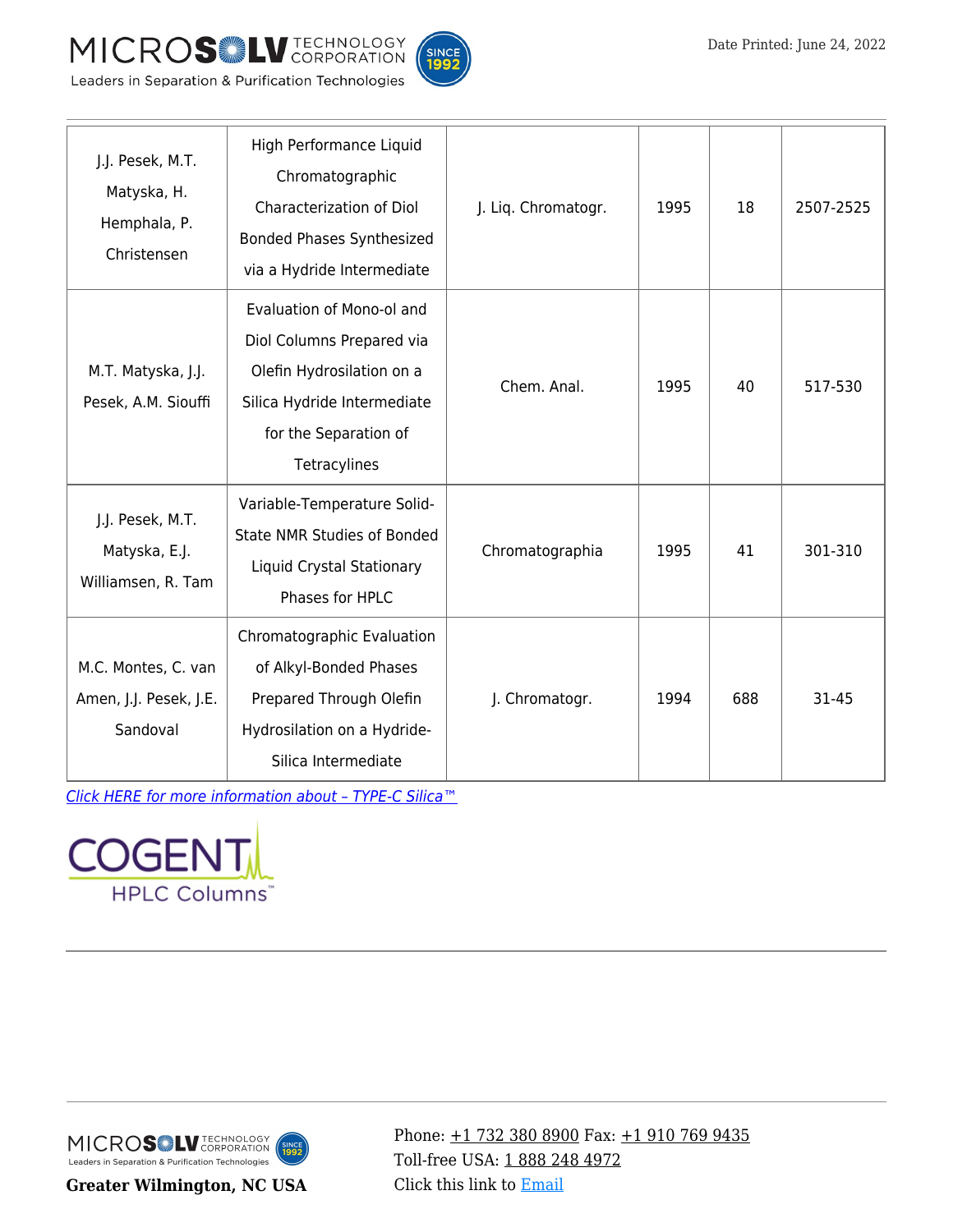| | | | | | |
|---|---|---|---|---|---|
| J.J. Pesek, M.T. Matyska, H. Hemphala, P. Christensen | High Performance Liquid Chromatographic Characterization of Diol Bonded Phases Synthesized via a Hydride Intermediate | J. Liq. Chromatogr. | 1995 | 18 | 2507-2525 |
| M.T. Matyska, J.J. Pesek, A.M. Siouffi | Evaluation of Mono-ol and Diol Columns Prepared via Olefin Hydrosilation on a Silica Hydride Intermediate for the Separation of Tetracylines | Chem. Anal. | 1995 | 40 | 517-530 |
| J.J. Pesek, M.T. Matyska, E.J. Williamsen, R. Tam | Variable-Temperature Solid-State NMR Studies of Bonded Liquid Crystal Stationary Phases for HPLC | Chromatographia | 1995 | 41 | 301-310 |
| M.C. Montes, C. van Amen, J.J. Pesek, J.E. Sandoval | Chromatographic Evaluation of Alkyl-Bonded Phases Prepared Through Olefin Hydrosilation on a Hydride-Silica Intermediate | J. Chromatogr. | 1994 | 688 | 31-45 |

*Click HERE for more information about – TYPE-C Silica™*

COGENT HPLC Columns™